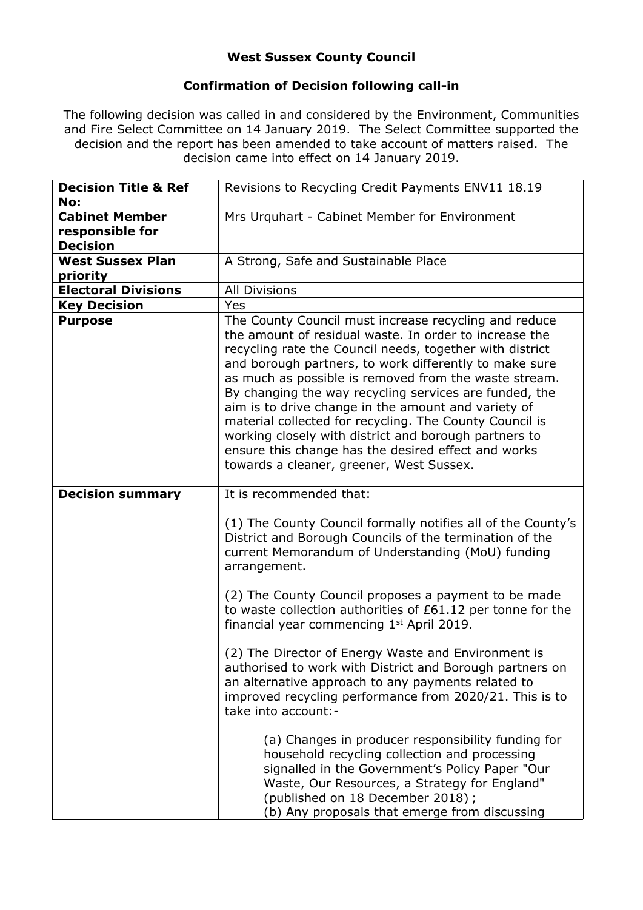**West Sussex County Council**

**Confirmation of Decision following call-in**

The following decision was called in and considered by the Environment, Communities and Fire Select Committee on 14 January 2019. The Select Committee supported the decision and the report has been amended to take account of matters raised. The decision came into effect on 14 January 2019.

| **Decision Title & Ref No:** | Revisions to Recycling Credit Payments ENV11 18.19 |
|---|---|
| **Cabinet Member responsible for Decision** | Mrs Urquhart - Cabinet Member for Environment |
| **West Sussex Plan priority** | A Strong, Safe and Sustainable Place |
| **Electoral Divisions** | All Divisions |
| **Key Decision** | Yes |
| **Purpose** | The County Council must increase recycling and reduce the amount of residual waste. In order to increase the recycling rate the Council needs, together with district and borough partners, to work differently to make sure as much as possible is removed from the waste stream. By changing the way recycling services are funded, the aim is to drive change in the amount and variety of material collected for recycling. The County Council is working closely with district and borough partners to ensure this change has the desired effect and works towards a cleaner, greener, West Sussex. |
| **Decision summary** | It is recommended that:<br><br>(1) The County Council formally notifies all of the County's District and Borough Councils of the termination of the current Memorandum of Understanding (MoU) funding arrangement.<br><br>(2) The County Council proposes a payment to be made to waste collection authorities of £61.12 per tonne for the financial year commencing 1st April 2019.<br><br>(2) The Director of Energy Waste and Environment is authorised to work with District and Borough partners on an alternative approach to any payments related to improved recycling performance from 2020/21. This is to take into account:-<br><br>(a) Changes in producer responsibility funding for household recycling collection and processing signalled in the Government's Policy Paper "Our Waste, Our Resources, a Strategy for England" (published on 18 December 2018) ;<br>(b) Any proposals that emerge from discussing |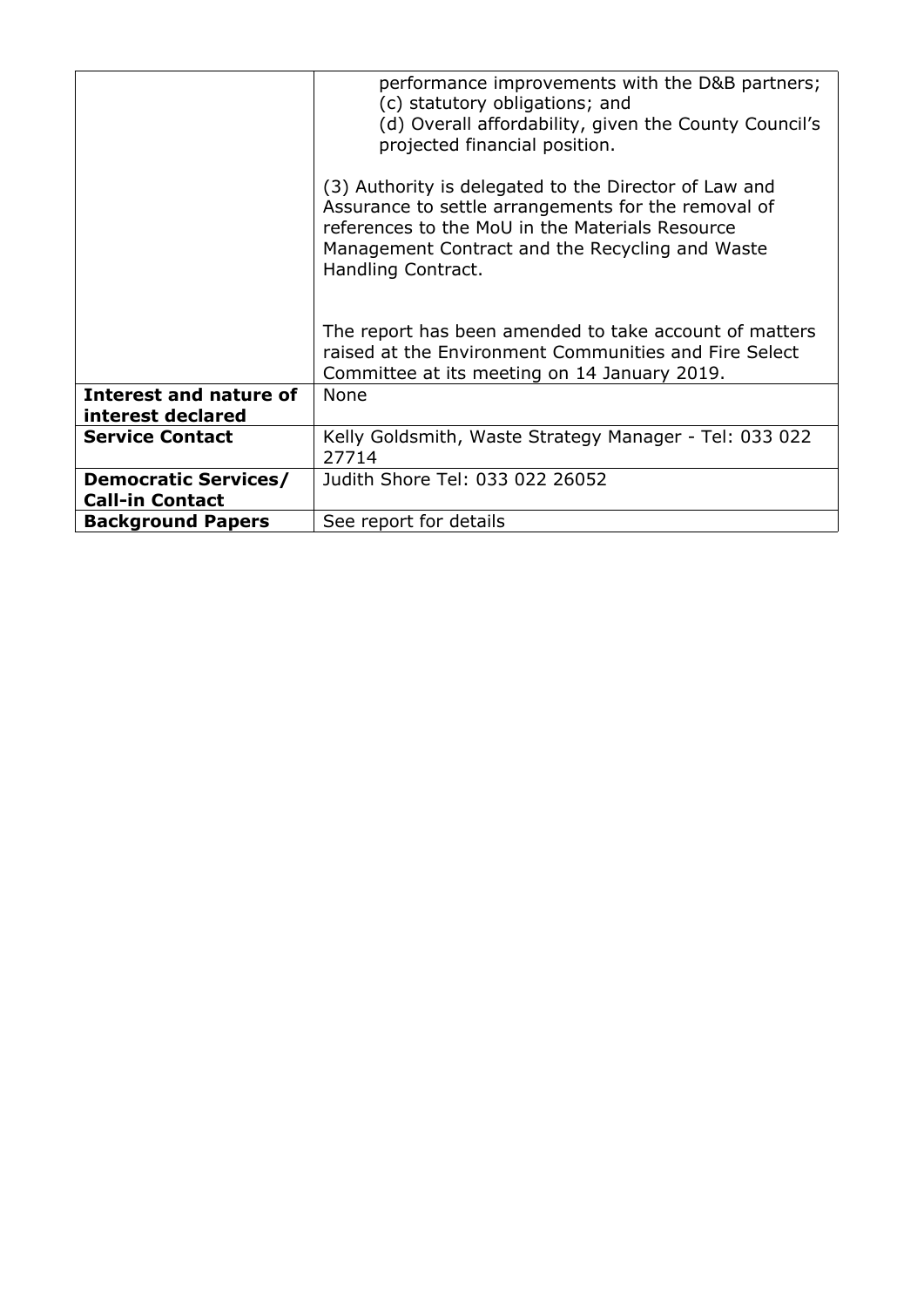| | |
|---|---|
| | performance improvements with the D&B partners;<br>(c) statutory obligations; and<br>(d) Overall affordability, given the County Council's projected financial position.<br><br>(3) Authority is delegated to the Director of Law and Assurance to settle arrangements for the removal of references to the MoU in the Materials Resource Management Contract and the Recycling and Waste Handling Contract.<br><br>The report has been amended to take account of matters raised at the Environment Communities and Fire Select Committee at its meeting on 14 January 2019. |
| **Interest and nature of interest declared** | None |
| **Service Contact** | Kelly Goldsmith, Waste Strategy Manager - Tel: 033 022 27714 |
| **Democratic Services/ Call-in Contact** | Judith Shore Tel: 033 022 26052 |
| **Background Papers** | See report for details |